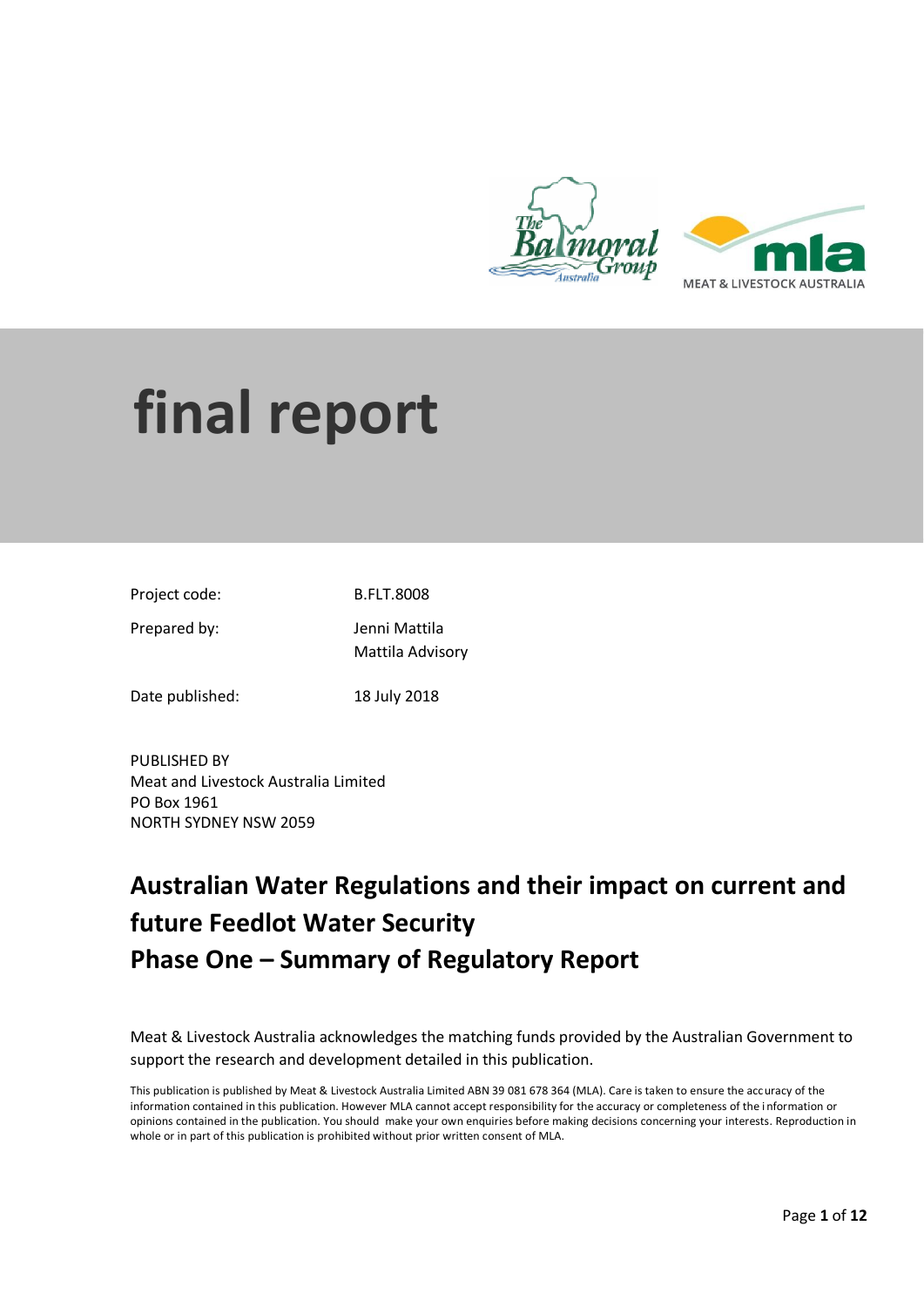# final report

Project code: B.FLT.8008

Prepared by: Jenni Mattila
Mattila Advisory

Date published: 18 July 2018

PUBLISHED BY
Meat and Livestock Australia Limited
PO Box 1961
NORTH SYDNEY NSW 2059

## Australian Water Regulations and their impact on current and future Feedlot Water Security
## Phase One – Summary of Regulatory Report

Meat & Livestock Australia acknowledges the matching funds provided by the Australian Government to support the research and development detailed in this publication.

This publication is published by Meat & Livestock Australia Limited ABN 39 081 678 364 (MLA). Care is taken to ensure the accuracy of the information contained in this publication. However MLA cannot accept responsibility for the accuracy or completeness of the information or opinions contained in the publication. You should make your own enquiries before making decisions concerning your interests. Reproduction in whole or in part of this publication is prohibited without prior written consent of MLA.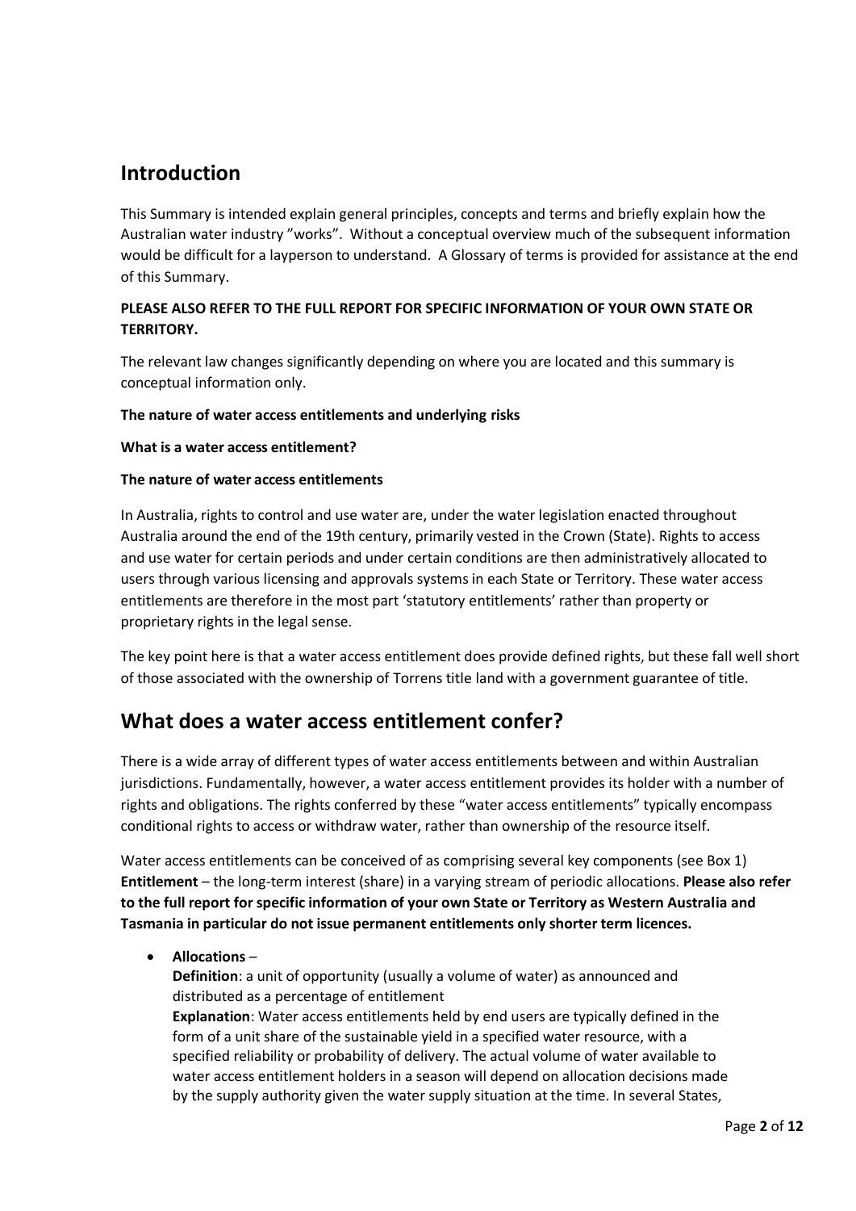## Introduction

This Summary is intended explain general principles, concepts and terms and briefly explain how the Australian water industry "works". Without a conceptual overview much of the subsequent information would be difficult for a layperson to understand. A Glossary of terms is provided for assistance at the end of this Summary.

**PLEASE ALSO REFER TO THE FULL REPORT FOR SPECIFIC INFORMATION OF YOUR OWN STATE OR TERRITORY.**

The relevant law changes significantly depending on where you are located and this summary is conceptual information only.

**The nature of water access entitlements and underlying risks**

**What is a water access entitlement?**

**The nature of water access entitlements**

In Australia, rights to control and use water are, under the water legislation enacted throughout Australia around the end of the 19th century, primarily vested in the Crown (State). Rights to access and use water for certain periods and under certain conditions are then administratively allocated to users through various licensing and approvals systems in each State or Territory. These water access entitlements are therefore in the most part 'statutory entitlements' rather than property or proprietary rights in the legal sense.

The key point here is that a water access entitlement does provide defined rights, but these fall well short of those associated with the ownership of Torrens title land with a government guarantee of title.

## What does a water access entitlement confer?

There is a wide array of different types of water access entitlements between and within Australian jurisdictions. Fundamentally, however, a water access entitlement provides its holder with a number of rights and obligations. The rights conferred by these "water access entitlements" typically encompass conditional rights to access or withdraw water, rather than ownership of the resource itself.

Water access entitlements can be conceived of as comprising several key components (see Box 1) **Entitlement** – the long-term interest (share) in a varying stream of periodic allocations. **Please also refer to the full report for specific information of your own State or Territory as Western Australia and Tasmania in particular do not issue permanent entitlements only shorter term licences.**

- **Allocations** –
  **Definition**: a unit of opportunity (usually a volume of water) as announced and distributed as a percentage of entitlement
  **Explanation**: Water access entitlements held by end users are typically defined in the form of a unit share of the sustainable yield in a specified water resource, with a specified reliability or probability of delivery. The actual volume of water available to water access entitlement holders in a season will depend on allocation decisions made by the supply authority given the water supply situation at the time. In several States,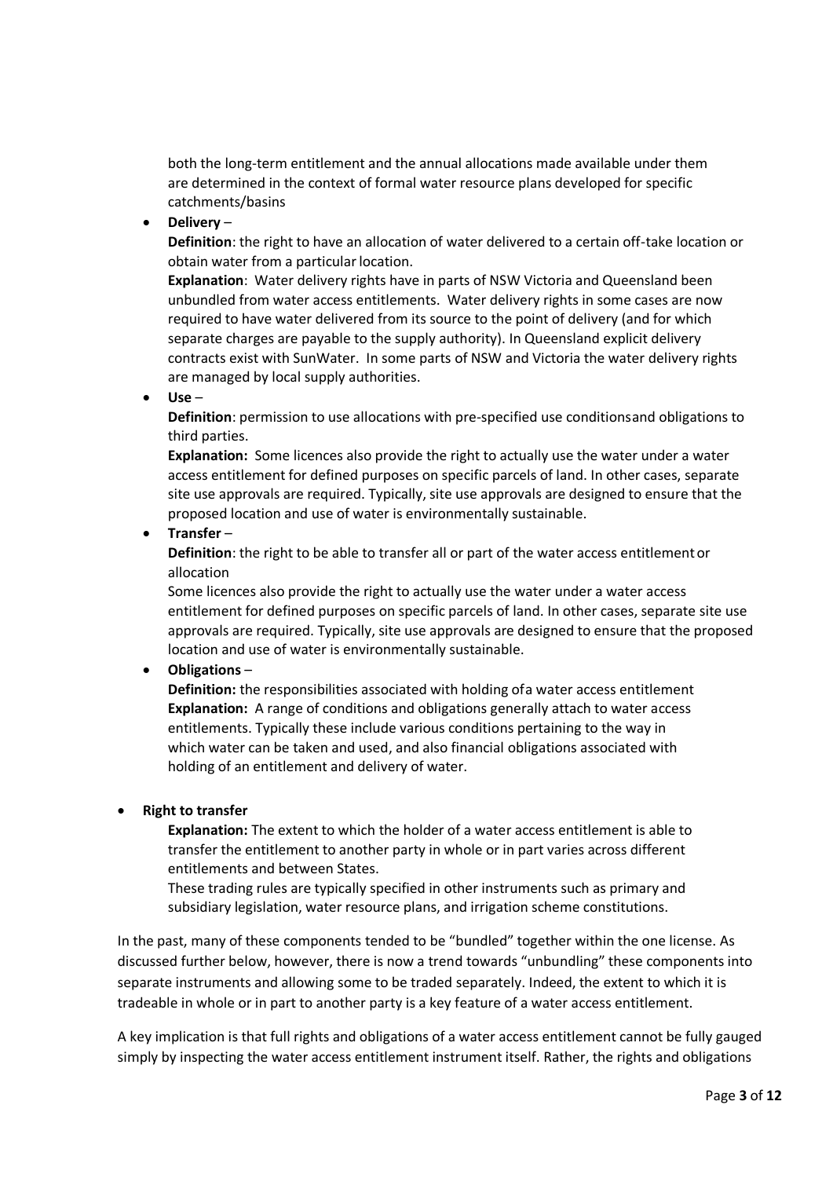both the long-term entitlement and the annual allocations made available under them are determined in the context of formal water resource plans developed for specific catchments/basins

- **Delivery** –
  **Definition**: the right to have an allocation of water delivered to a certain off-take location or obtain water from a particular location.
  **Explanation**: Water delivery rights have in parts of NSW Victoria and Queensland been unbundled from water access entitlements. Water delivery rights in some cases are now required to have water delivered from its source to the point of delivery (and for which separate charges are payable to the supply authority). In Queensland explicit delivery contracts exist with SunWater. In some parts of NSW and Victoria the water delivery rights are managed by local supply authorities.
- **Use** –
  **Definition**: permission to use allocations with pre-specified use conditionsand obligations to third parties.
  **Explanation:** Some licences also provide the right to actually use the water under a water access entitlement for defined purposes on specific parcels of land. In other cases, separate site use approvals are required. Typically, site use approvals are designed to ensure that the proposed location and use of water is environmentally sustainable.
- **Transfer** –
  **Definition**: the right to be able to transfer all or part of the water access entitlement or allocation
  Some licences also provide the right to actually use the water under a water access entitlement for defined purposes on specific parcels of land. In other cases, separate site use approvals are required. Typically, site use approvals are designed to ensure that the proposed location and use of water is environmentally sustainable.
- **Obligations** –
  **Definition:** the responsibilities associated with holding ofa water access entitlement
  **Explanation:** A range of conditions and obligations generally attach to water access entitlements. Typically these include various conditions pertaining to the way in which water can be taken and used, and also financial obligations associated with holding of an entitlement and delivery of water.

- **Right to transfer**
  **Explanation:** The extent to which the holder of a water access entitlement is able to transfer the entitlement to another party in whole or in part varies across different entitlements and between States.
  These trading rules are typically specified in other instruments such as primary and subsidiary legislation, water resource plans, and irrigation scheme constitutions.

In the past, many of these components tended to be "bundled" together within the one license. As discussed further below, however, there is now a trend towards "unbundling" these components into separate instruments and allowing some to be traded separately. Indeed, the extent to which it is tradeable in whole or in part to another party is a key feature of a water access entitlement.

A key implication is that full rights and obligations of a water access entitlement cannot be fully gauged simply by inspecting the water access entitlement instrument itself. Rather, the rights and obligations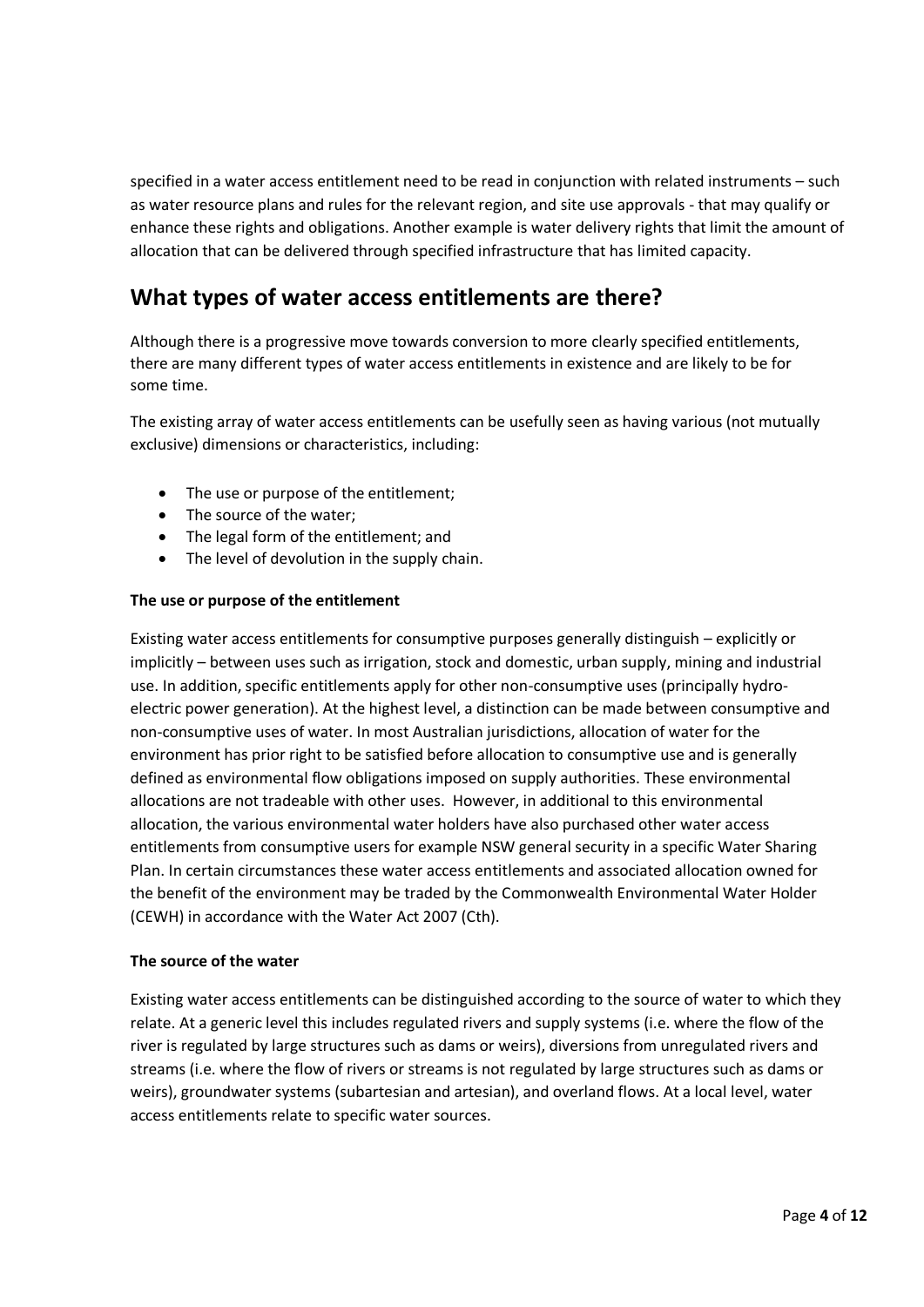specified in a water access entitlement need to be read in conjunction with related instruments – such as water resource plans and rules for the relevant region, and site use approvals - that may qualify or enhance these rights and obligations. Another example is water delivery rights that limit the amount of allocation that can be delivered through specified infrastructure that has limited capacity.

## What types of water access entitlements are there?

Although there is a progressive move towards conversion to more clearly specified entitlements, there are many different types of water access entitlements in existence and are likely to be for some time.

The existing array of water access entitlements can be usefully seen as having various (not mutually exclusive) dimensions or characteristics, including:

- The use or purpose of the entitlement;
- The source of the water;
- The legal form of the entitlement; and
- The level of devolution in the supply chain.

**The use or purpose of the entitlement**

Existing water access entitlements for consumptive purposes generally distinguish – explicitly or implicitly – between uses such as irrigation, stock and domestic, urban supply, mining and industrial use. In addition, specific entitlements apply for other non-consumptive uses (principally hydro-electric power generation). At the highest level, a distinction can be made between consumptive and non-consumptive uses of water. In most Australian jurisdictions, allocation of water for the environment has prior right to be satisfied before allocation to consumptive use and is generally defined as environmental flow obligations imposed on supply authorities. These environmental allocations are not tradeable with other uses. However, in additional to this environmental allocation, the various environmental water holders have also purchased other water access entitlements from consumptive users for example NSW general security in a specific Water Sharing Plan. In certain circumstances these water access entitlements and associated allocation owned for the benefit of the environment may be traded by the Commonwealth Environmental Water Holder (CEWH) in accordance with the Water Act 2007 (Cth).

**The source of the water**

Existing water access entitlements can be distinguished according to the source of water to which they relate. At a generic level this includes regulated rivers and supply systems (i.e. where the flow of the river is regulated by large structures such as dams or weirs), diversions from unregulated rivers and streams (i.e. where the flow of rivers or streams is not regulated by large structures such as dams or weirs), groundwater systems (subartesian and artesian), and overland flows. At a local level, water access entitlements relate to specific water sources.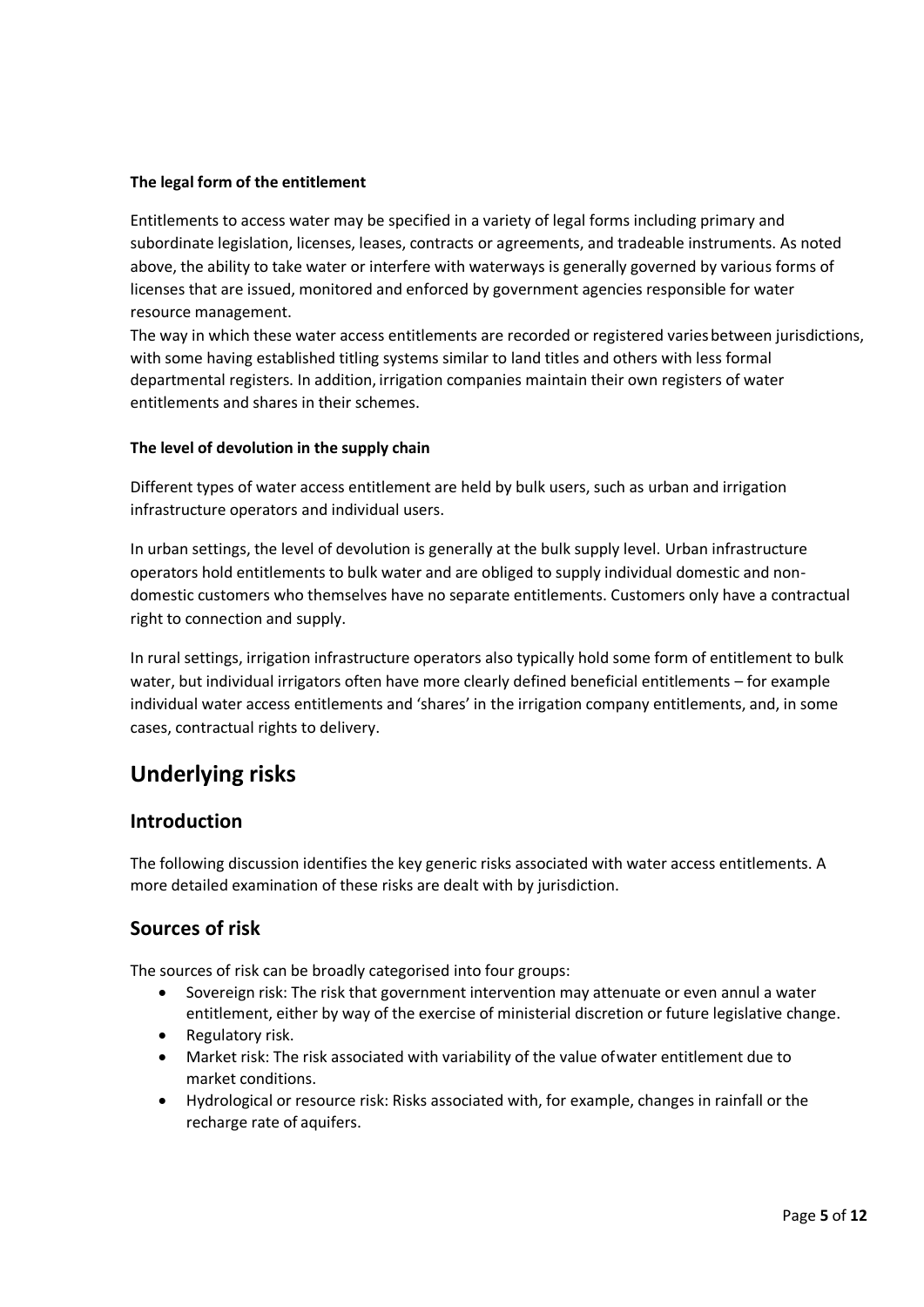**The legal form of the entitlement**

Entitlements to access water may be specified in a variety of legal forms including primary and subordinate legislation, licenses, leases, contracts or agreements, and tradeable instruments. As noted above, the ability to take water or interfere with waterways is generally governed by various forms of licenses that are issued, monitored and enforced by government agencies responsible for water resource management.

The way in which these water access entitlements are recorded or registered varies between jurisdictions, with some having established titling systems similar to land titles and others with less formal departmental registers. In addition, irrigation companies maintain their own registers of water entitlements and shares in their schemes.

**The level of devolution in the supply chain**

Different types of water access entitlement are held by bulk users, such as urban and irrigation infrastructure operators and individual users.

In urban settings, the level of devolution is generally at the bulk supply level. Urban infrastructure operators hold entitlements to bulk water and are obliged to supply individual domestic and non-domestic customers who themselves have no separate entitlements. Customers only have a contractual right to connection and supply.

In rural settings, irrigation infrastructure operators also typically hold some form of entitlement to bulk water, but individual irrigators often have more clearly defined beneficial entitlements – for example individual water access entitlements and 'shares' in the irrigation company entitlements, and, in some cases, contractual rights to delivery.

# Underlying risks

## Introduction

The following discussion identifies the key generic risks associated with water access entitlements. A more detailed examination of these risks are dealt with by jurisdiction.

## Sources of risk

The sources of risk can be broadly categorised into four groups:

- Sovereign risk: The risk that government intervention may attenuate or even annul a water entitlement, either by way of the exercise of ministerial discretion or future legislative change.
- Regulatory risk.
- Market risk: The risk associated with variability of the value of water entitlement due to market conditions.
- Hydrological or resource risk: Risks associated with, for example, changes in rainfall or the recharge rate of aquifers.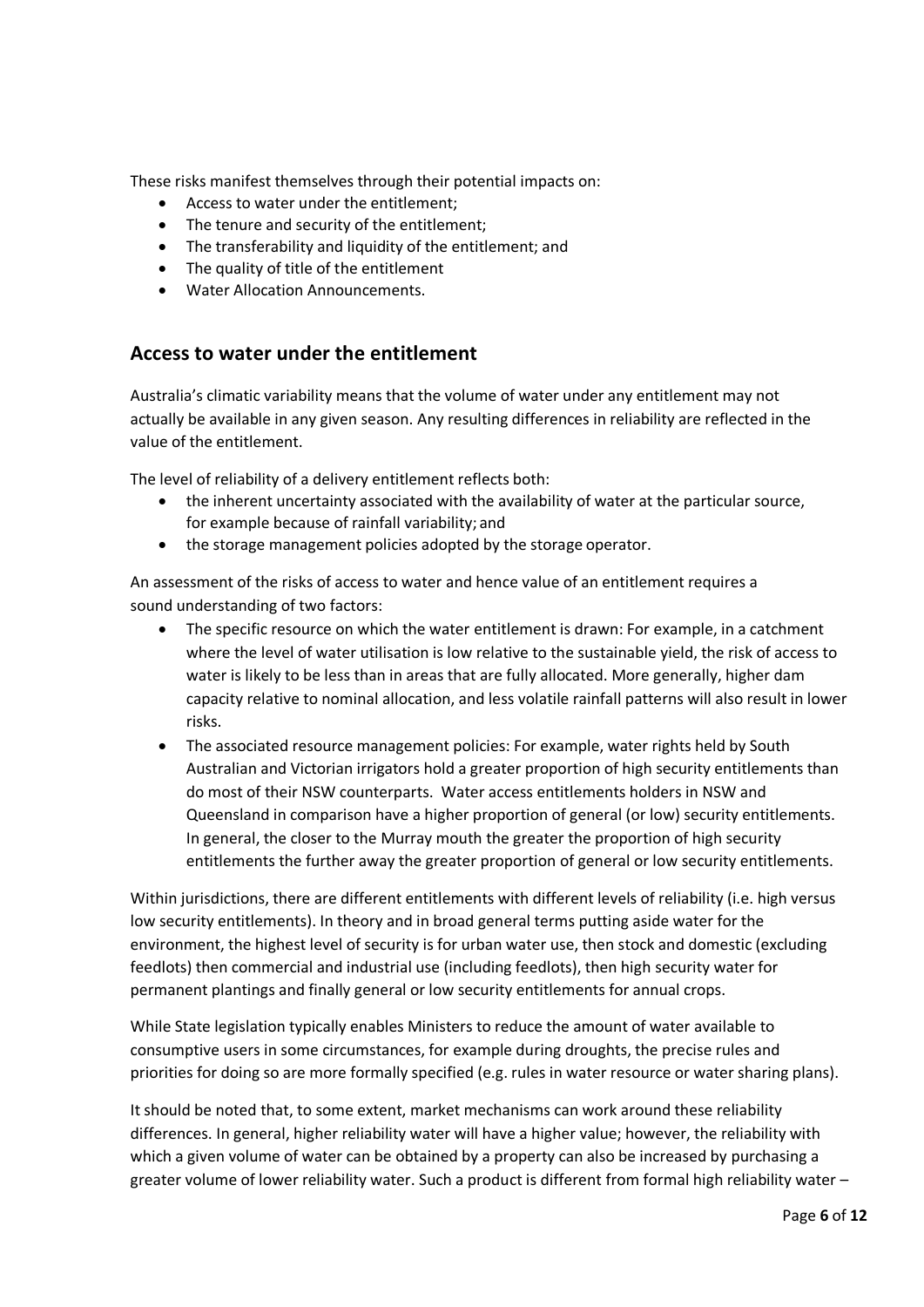These risks manifest themselves through their potential impacts on:

- Access to water under the entitlement;
- The tenure and security of the entitlement;
- The transferability and liquidity of the entitlement; and
- The quality of title of the entitlement
- Water Allocation Announcements.

## Access to water under the entitlement

Australia's climatic variability means that the volume of water under any entitlement may not actually be available in any given season. Any resulting differences in reliability are reflected in the value of the entitlement.

The level of reliability of a delivery entitlement reflects both:

- the inherent uncertainty associated with the availability of water at the particular source, for example because of rainfall variability; and
- the storage management policies adopted by the storage operator.

An assessment of the risks of access to water and hence value of an entitlement requires a sound understanding of two factors:

- The specific resource on which the water entitlement is drawn: For example, in a catchment where the level of water utilisation is low relative to the sustainable yield, the risk of access to water is likely to be less than in areas that are fully allocated. More generally, higher dam capacity relative to nominal allocation, and less volatile rainfall patterns will also result in lower risks.
- The associated resource management policies: For example, water rights held by South Australian and Victorian irrigators hold a greater proportion of high security entitlements than do most of their NSW counterparts. Water access entitlements holders in NSW and Queensland in comparison have a higher proportion of general (or low) security entitlements. In general, the closer to the Murray mouth the greater the proportion of high security entitlements the further away the greater proportion of general or low security entitlements.

Within jurisdictions, there are different entitlements with different levels of reliability (i.e. high versus low security entitlements). In theory and in broad general terms putting aside water for the environment, the highest level of security is for urban water use, then stock and domestic (excluding feedlots) then commercial and industrial use (including feedlots), then high security water for permanent plantings and finally general or low security entitlements for annual crops.

While State legislation typically enables Ministers to reduce the amount of water available to consumptive users in some circumstances, for example during droughts, the precise rules and priorities for doing so are more formally specified (e.g. rules in water resource or water sharing plans).

It should be noted that, to some extent, market mechanisms can work around these reliability differences. In general, higher reliability water will have a higher value; however, the reliability with which a given volume of water can be obtained by a property can also be increased by purchasing a greater volume of lower reliability water. Such a product is different from formal high reliability water –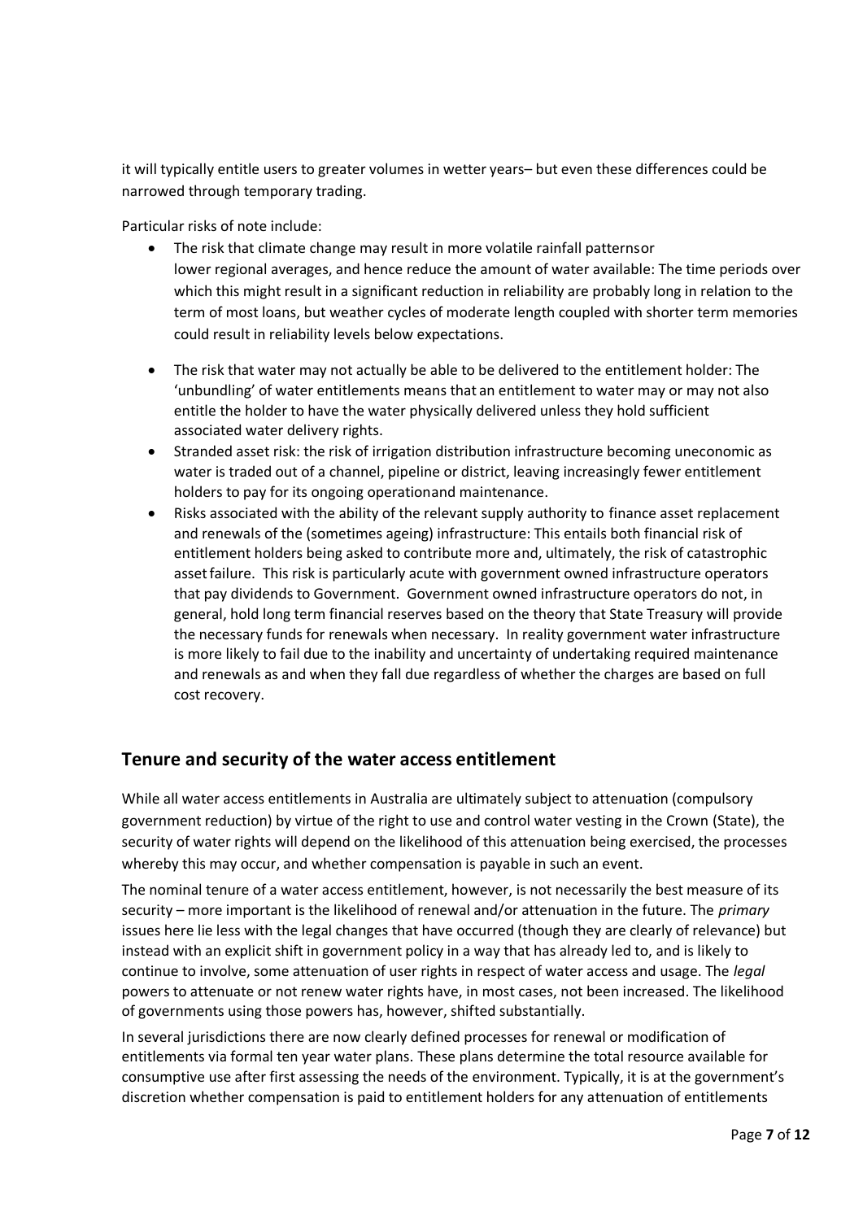it will typically entitle users to greater volumes in wetter years– but even these differences could be narrowed through temporary trading.

Particular risks of note include:

- The risk that climate change may result in more volatile rainfall patternsor lower regional averages, and hence reduce the amount of water available: The time periods over which this might result in a significant reduction in reliability are probably long in relation to the term of most loans, but weather cycles of moderate length coupled with shorter term memories could result in reliability levels below expectations.
- The risk that water may not actually be able to be delivered to the entitlement holder: The 'unbundling' of water entitlements means that an entitlement to water may or may not also entitle the holder to have the water physically delivered unless they hold sufficient associated water delivery rights.
- Stranded asset risk: the risk of irrigation distribution infrastructure becoming uneconomic as water is traded out of a channel, pipeline or district, leaving increasingly fewer entitlement holders to pay for its ongoing operationand maintenance.
- Risks associated with the ability of the relevant supply authority to finance asset replacement and renewals of the (sometimes ageing) infrastructure: This entails both financial risk of entitlement holders being asked to contribute more and, ultimately, the risk of catastrophic asset failure. This risk is particularly acute with government owned infrastructure operators that pay dividends to Government. Government owned infrastructure operators do not, in general, hold long term financial reserves based on the theory that State Treasury will provide the necessary funds for renewals when necessary. In reality government water infrastructure is more likely to fail due to the inability and uncertainty of undertaking required maintenance and renewals as and when they fall due regardless of whether the charges are based on full cost recovery.

## Tenure and security of the water access entitlement

While all water access entitlements in Australia are ultimately subject to attenuation (compulsory government reduction) by virtue of the right to use and control water vesting in the Crown (State), the security of water rights will depend on the likelihood of this attenuation being exercised, the processes whereby this may occur, and whether compensation is payable in such an event.

The nominal tenure of a water access entitlement, however, is not necessarily the best measure of its security – more important is the likelihood of renewal and/or attenuation in the future. The *primary* issues here lie less with the legal changes that have occurred (though they are clearly of relevance) but instead with an explicit shift in government policy in a way that has already led to, and is likely to continue to involve, some attenuation of user rights in respect of water access and usage. The *legal* powers to attenuate or not renew water rights have, in most cases, not been increased. The likelihood of governments using those powers has, however, shifted substantially.

In several jurisdictions there are now clearly defined processes for renewal or modification of entitlements via formal ten year water plans. These plans determine the total resource available for consumptive use after first assessing the needs of the environment. Typically, it is at the government's discretion whether compensation is paid to entitlement holders for any attenuation of entitlements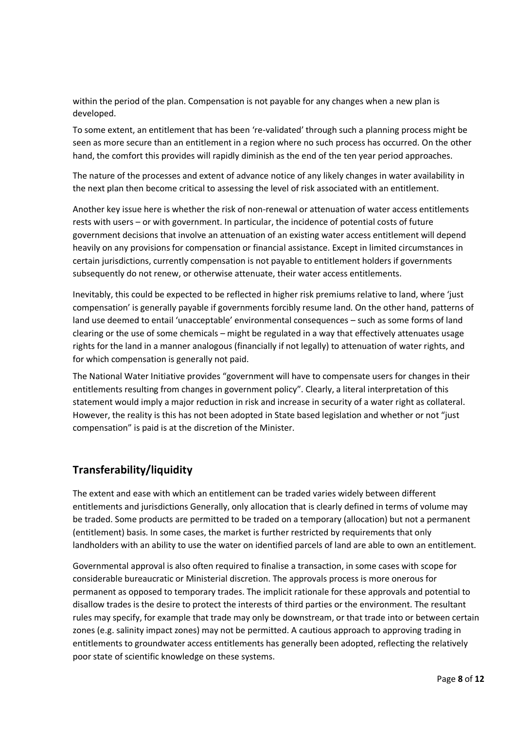within the period of the plan. Compensation is not payable for any changes when a new plan is developed.

To some extent, an entitlement that has been 're-validated' through such a planning process might be seen as more secure than an entitlement in a region where no such process has occurred. On the other hand, the comfort this provides will rapidly diminish as the end of the ten year period approaches.

The nature of the processes and extent of advance notice of any likely changes in water availability in the next plan then become critical to assessing the level of risk associated with an entitlement.

Another key issue here is whether the risk of non-renewal or attenuation of water access entitlements rests with users – or with government. In particular, the incidence of potential costs of future government decisions that involve an attenuation of an existing water access entitlement will depend heavily on any provisions for compensation or financial assistance. Except in limited circumstances in certain jurisdictions, currently compensation is not payable to entitlement holders if governments subsequently do not renew, or otherwise attenuate, their water access entitlements.

Inevitably, this could be expected to be reflected in higher risk premiums relative to land, where 'just compensation' is generally payable if governments forcibly resume land. On the other hand, patterns of land use deemed to entail 'unacceptable' environmental consequences – such as some forms of land clearing or the use of some chemicals – might be regulated in a way that effectively attenuates usage rights for the land in a manner analogous (financially if not legally) to attenuation of water rights, and for which compensation is generally not paid.

The National Water Initiative provides "government will have to compensate users for changes in their entitlements resulting from changes in government policy". Clearly, a literal interpretation of this statement would imply a major reduction in risk and increase in security of a water right as collateral. However, the reality is this has not been adopted in State based legislation and whether or not "just compensation" is paid is at the discretion of the Minister.

## Transferability/liquidity

The extent and ease with which an entitlement can be traded varies widely between different entitlements and jurisdictions Generally, only allocation that is clearly defined in terms of volume may be traded. Some products are permitted to be traded on a temporary (allocation) but not a permanent (entitlement) basis. In some cases, the market is further restricted by requirements that only landholders with an ability to use the water on identified parcels of land are able to own an entitlement.

Governmental approval is also often required to finalise a transaction, in some cases with scope for considerable bureaucratic or Ministerial discretion. The approvals process is more onerous for permanent as opposed to temporary trades. The implicit rationale for these approvals and potential to disallow trades is the desire to protect the interests of third parties or the environment. The resultant rules may specify, for example that trade may only be downstream, or that trade into or between certain zones (e.g. salinity impact zones) may not be permitted. A cautious approach to approving trading in entitlements to groundwater access entitlements has generally been adopted, reflecting the relatively poor state of scientific knowledge on these systems.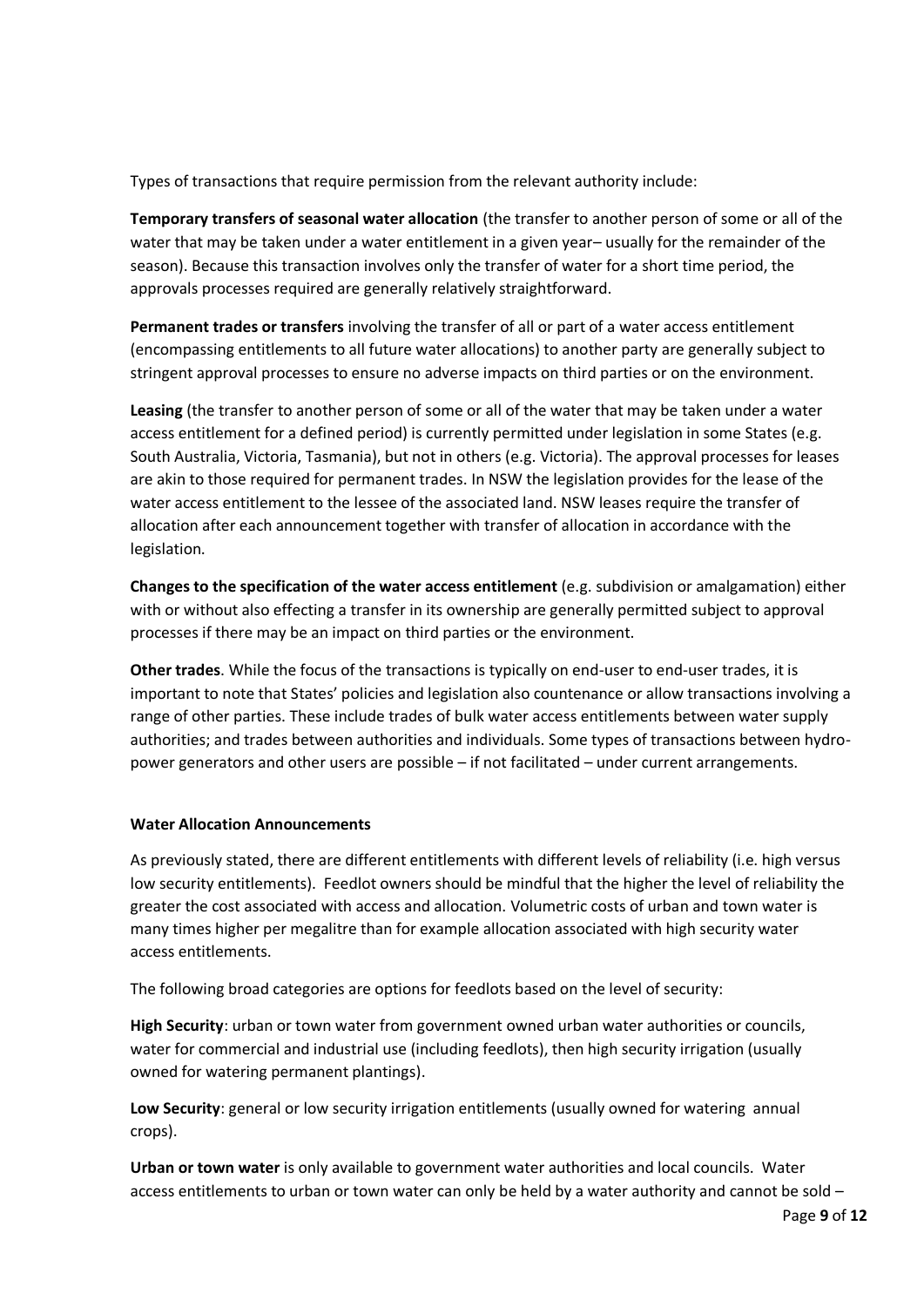Types of transactions that require permission from the relevant authority include:

**Temporary transfers of seasonal water allocation** (the transfer to another person of some or all of the water that may be taken under a water entitlement in a given year– usually for the remainder of the season). Because this transaction involves only the transfer of water for a short time period, the approvals processes required are generally relatively straightforward.

**Permanent trades or transfers** involving the transfer of all or part of a water access entitlement (encompassing entitlements to all future water allocations) to another party are generally subject to stringent approval processes to ensure no adverse impacts on third parties or on the environment.

**Leasing** (the transfer to another person of some or all of the water that may be taken under a water access entitlement for a defined period) is currently permitted under legislation in some States (e.g. South Australia, Victoria, Tasmania), but not in others (e.g. Victoria). The approval processes for leases are akin to those required for permanent trades. In NSW the legislation provides for the lease of the water access entitlement to the lessee of the associated land. NSW leases require the transfer of allocation after each announcement together with transfer of allocation in accordance with the legislation.

**Changes to the specification of the water access entitlement** (e.g. subdivision or amalgamation) either with or without also effecting a transfer in its ownership are generally permitted subject to approval processes if there may be an impact on third parties or the environment.

**Other trades**. While the focus of the transactions is typically on end-user to end-user trades, it is important to note that States' policies and legislation also countenance or allow transactions involving a range of other parties. These include trades of bulk water access entitlements between water supply authorities; and trades between authorities and individuals. Some types of transactions between hydro-power generators and other users are possible – if not facilitated – under current arrangements.

**Water Allocation Announcements**

As previously stated, there are different entitlements with different levels of reliability (i.e. high versus low security entitlements). Feedlot owners should be mindful that the higher the level of reliability the greater the cost associated with access and allocation. Volumetric costs of urban and town water is many times higher per megalitre than for example allocation associated with high security water access entitlements.

The following broad categories are options for feedlots based on the level of security:

**High Security**: urban or town water from government owned urban water authorities or councils, water for commercial and industrial use (including feedlots), then high security irrigation (usually owned for watering permanent plantings).

**Low Security**: general or low security irrigation entitlements (usually owned for watering annual crops).

**Urban or town water** is only available to government water authorities and local councils. Water access entitlements to urban or town water can only be held by a water authority and cannot be sold –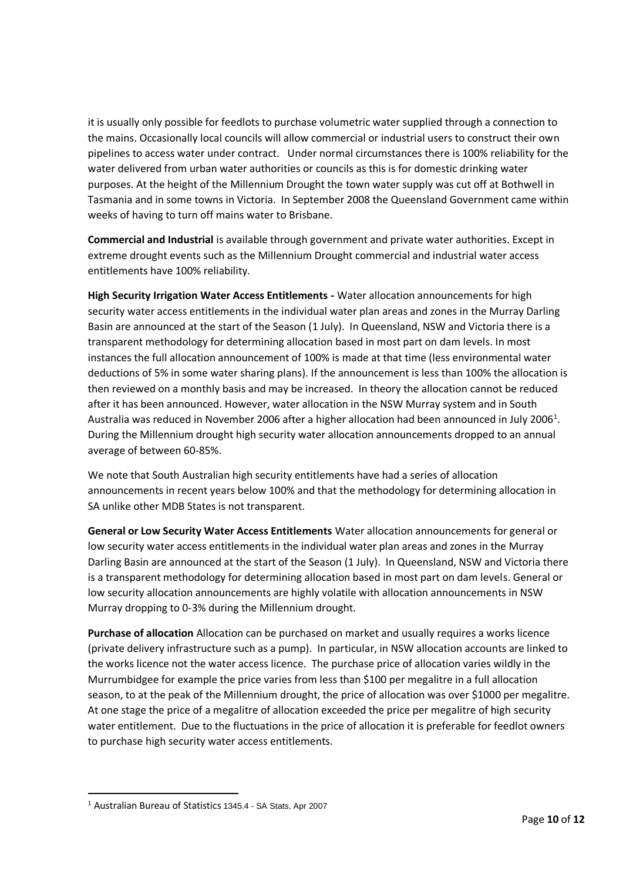it is usually only possible for feedlots to purchase volumetric water supplied through a connection to the mains. Occasionally local councils will allow commercial or industrial users to construct their own pipelines to access water under contract. Under normal circumstances there is 100% reliability for the water delivered from urban water authorities or councils as this is for domestic drinking water purposes. At the height of the Millennium Drought the town water supply was cut off at Bothwell in Tasmania and in some towns in Victoria. In September 2008 the Queensland Government came within weeks of having to turn off mains water to Brisbane.

**Commercial and Industrial** is available through government and private water authorities. Except in extreme drought events such as the Millennium Drought commercial and industrial water access entitlements have 100% reliability.

**High Security Irrigation Water Access Entitlements -** Water allocation announcements for high security water access entitlements in the individual water plan areas and zones in the Murray Darling Basin are announced at the start of the Season (1 July). In Queensland, NSW and Victoria there is a transparent methodology for determining allocation based in most part on dam levels. In most instances the full allocation announcement of 100% is made at that time (less environmental water deductions of 5% in some water sharing plans). If the announcement is less than 100% the allocation is then reviewed on a monthly basis and may be increased. In theory the allocation cannot be reduced after it has been announced. However, water allocation in the NSW Murray system and in South Australia was reduced in November 2006 after a higher allocation had been announced in July 2006[1]. During the Millennium drought high security water allocation announcements dropped to an annual average of between 60-85%.

We note that South Australian high security entitlements have had a series of allocation announcements in recent years below 100% and that the methodology for determining allocation in SA unlike other MDB States is not transparent.

**General or Low Security Water Access Entitlements** Water allocation announcements for general or low security water access entitlements in the individual water plan areas and zones in the Murray Darling Basin are announced at the start of the Season (1 July). In Queensland, NSW and Victoria there is a transparent methodology for determining allocation based in most part on dam levels. General or low security allocation announcements are highly volatile with allocation announcements in NSW Murray dropping to 0-3% during the Millennium drought.

**Purchase of allocation** Allocation can be purchased on market and usually requires a works licence (private delivery infrastructure such as a pump). In particular, in NSW allocation accounts are linked to the works licence not the water access licence. The purchase price of allocation varies wildly in the Murrumbidgee for example the price varies from less than \$100 per megalitre in a full allocation season, to at the peak of the Millennium drought, the price of allocation was over \$1000 per megalitre. At one stage the price of a megalitre of allocation exceeded the price per megalitre of high security water entitlement. Due to the fluctuations in the price of allocation it is preferable for feedlot owners to purchase high security water access entitlements.

[1] Australian Bureau of Statistics 1345.4 - SA Stats, Apr 2007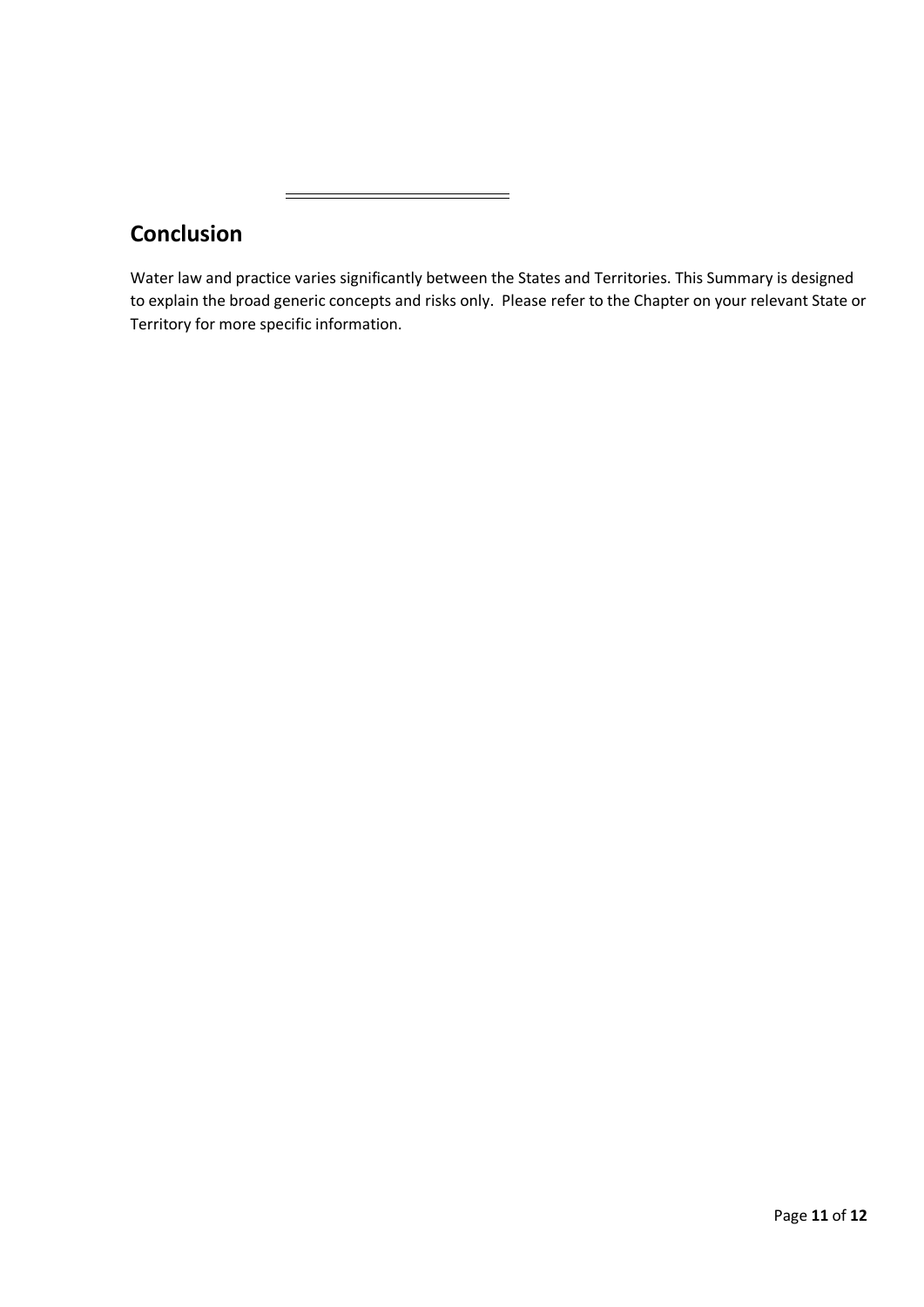## Conclusion

Water law and practice varies significantly between the States and Territories. This Summary is designed to explain the broad generic concepts and risks only. Please refer to the Chapter on your relevant State or Territory for more specific information.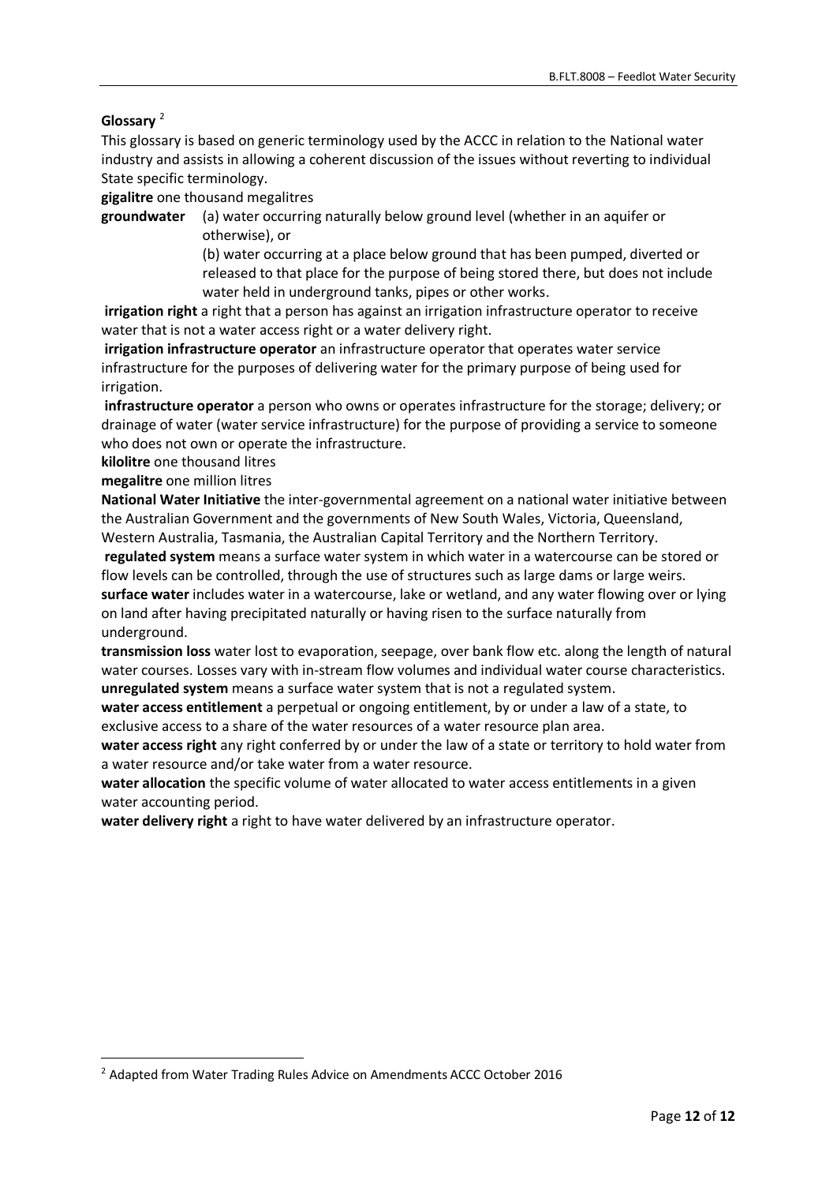**Glossary** [2]

This glossary is based on generic terminology used by the ACCC in relation to the National water industry and assists in allowing a coherent discussion of the issues without reverting to individual State specific terminology.

**gigalitre** one thousand megalitres

**groundwater** (a) water occurring naturally below ground level (whether in an aquifer or otherwise), or

(b) water occurring at a place below ground that has been pumped, diverted or released to that place for the purpose of being stored there, but does not include water held in underground tanks, pipes or other works.

**irrigation right** a right that a person has against an irrigation infrastructure operator to receive water that is not a water access right or a water delivery right.

**irrigation infrastructure operator** an infrastructure operator that operates water service infrastructure for the purposes of delivering water for the primary purpose of being used for irrigation.

**infrastructure operator** a person who owns or operates infrastructure for the storage; delivery; or drainage of water (water service infrastructure) for the purpose of providing a service to someone who does not own or operate the infrastructure.

**kilolitre** one thousand litres

**megalitre** one million litres

**National Water Initiative** the inter-governmental agreement on a national water initiative between the Australian Government and the governments of New South Wales, Victoria, Queensland, Western Australia, Tasmania, the Australian Capital Territory and the Northern Territory.

**regulated system** means a surface water system in which water in a watercourse can be stored or flow levels can be controlled, through the use of structures such as large dams or large weirs.

**surface water** includes water in a watercourse, lake or wetland, and any water flowing over or lying on land after having precipitated naturally or having risen to the surface naturally from underground.

**transmission loss** water lost to evaporation, seepage, over bank flow etc. along the length of natural water courses. Losses vary with in-stream flow volumes and individual water course characteristics.

**unregulated system** means a surface water system that is not a regulated system.

**water access entitlement** a perpetual or ongoing entitlement, by or under a law of a state, to exclusive access to a share of the water resources of a water resource plan area.

**water access right** any right conferred by or under the law of a state or territory to hold water from a water resource and/or take water from a water resource.

**water allocation** the specific volume of water allocated to water access entitlements in a given water accounting period.

**water delivery right** a right to have water delivered by an infrastructure operator.

---

[2] Adapted from Water Trading Rules Advice on Amendments ACCC October 2016